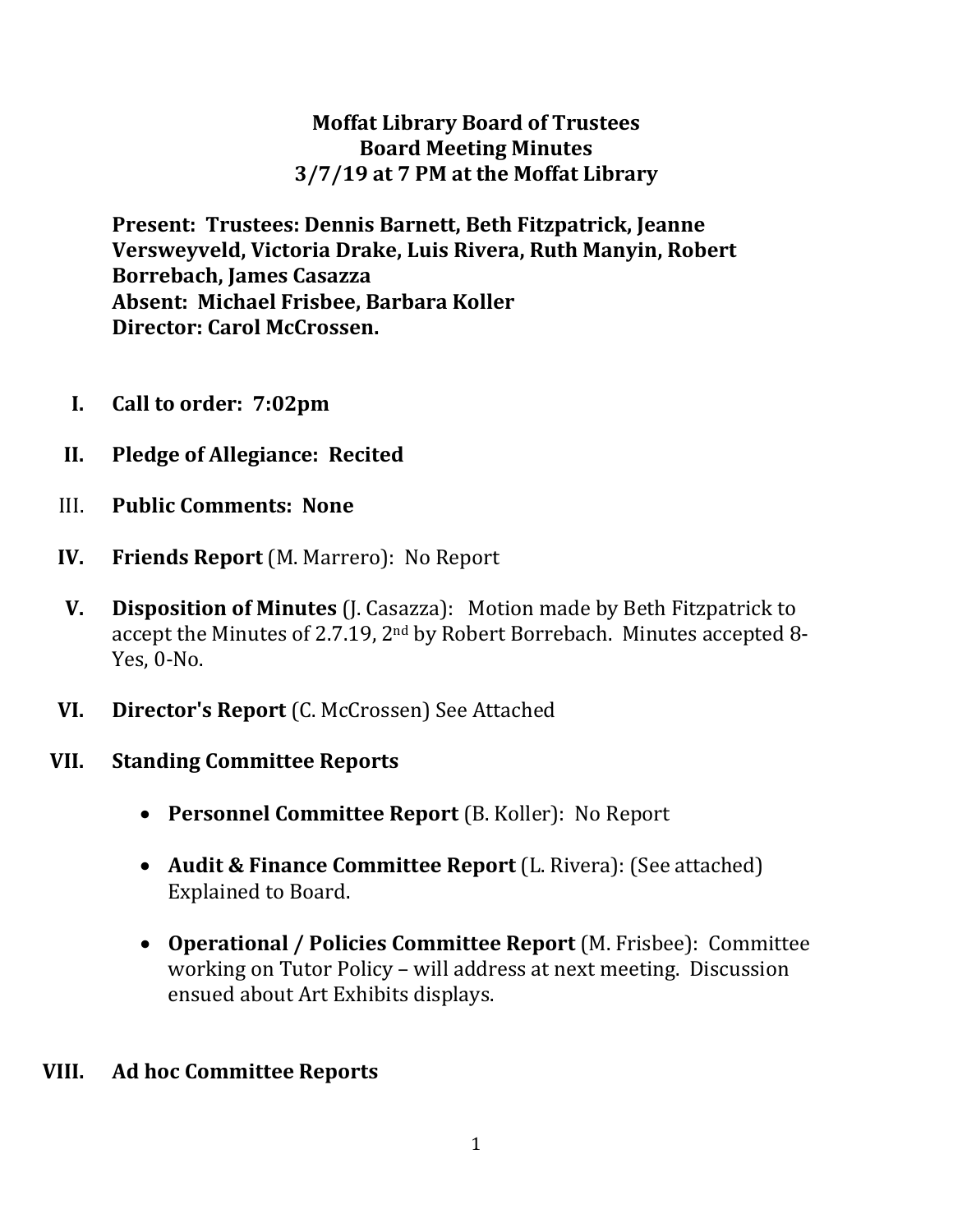# Moffat Library Board of Trustees
## Board Meeting Minutes
## 3/7/19 at 7 PM at the Moffat Library

**Present: Trustees: Dennis Barnett, Beth Fitzpatrick, Jeanne Versweyveld, Victoria Drake, Luis Rivera, Ruth Manyin, Robert Borrebach, James Casazza**
**Absent: Michael Frisbee, Barbara Koller**
**Director: Carol McCrossen.**

I. **Call to order: 7:02pm**

II. **Pledge of Allegiance: Recited**

III. **Public Comments: None**

IV. **Friends Report** (M. Marrero): No Report

V. **Disposition of Minutes** (J. Casazza): Motion made by Beth Fitzpatrick to accept the Minutes of 2.7.19, 2nd by Robert Borrebach. Minutes accepted 8-Yes, 0-No.

VI. **Director's Report** (C. McCrossen) See Attached

VII. **Standing Committee Reports**

- **Personnel Committee Report** (B. Koller): No Report
- **Audit & Finance Committee Report** (L. Rivera): (See attached) Explained to Board.
- **Operational / Policies Committee Report** (M. Frisbee): Committee working on Tutor Policy – will address at next meeting. Discussion ensued about Art Exhibits displays.

VIII. **Ad hoc Committee Reports**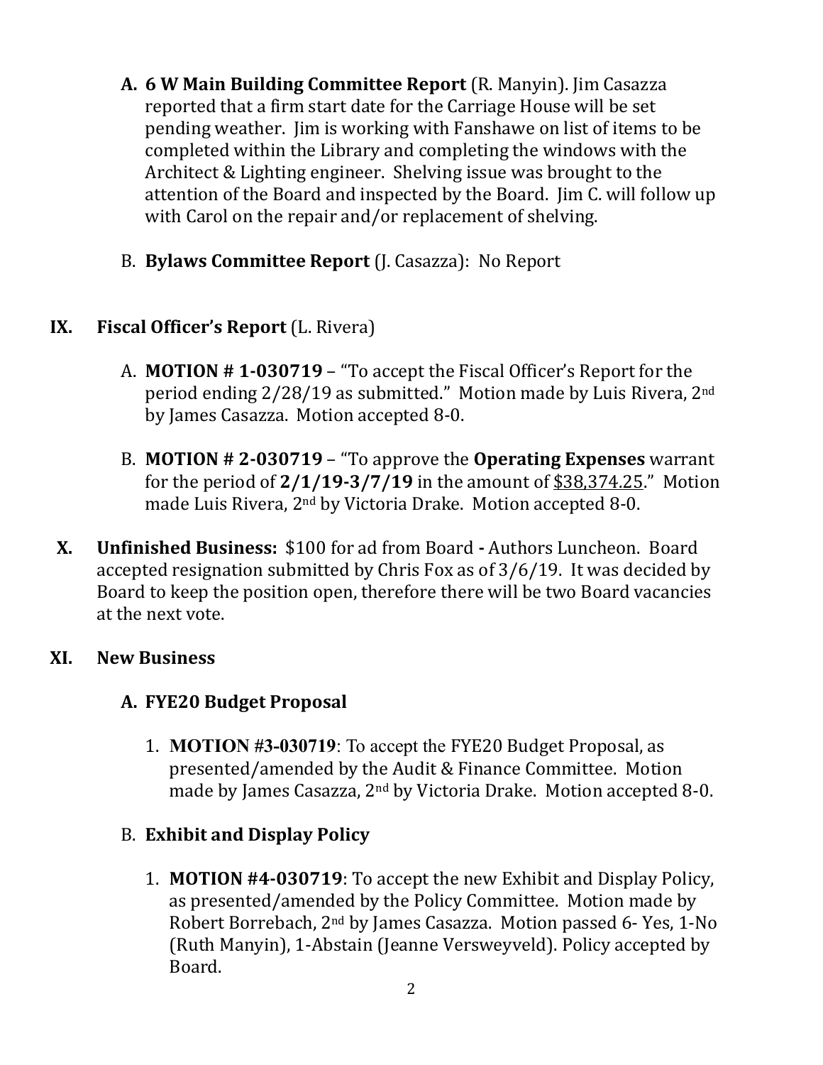A. **6 W Main Building Committee Report** (R. Manyin). Jim Casazza reported that a firm start date for the Carriage House will be set pending weather. Jim is working with Fanshawe on list of items to be completed within the Library and completing the windows with the Architect & Lighting engineer. Shelving issue was brought to the attention of the Board and inspected by the Board. Jim C. will follow up with Carol on the repair and/or replacement of shelving.

B. **Bylaws Committee Report** (J. Casazza): No Report

## IX. Fiscal Officer's Report (L. Rivera)

A. **MOTION # 1-030719** – "To accept the Fiscal Officer's Report for the period ending 2/28/19 as submitted." Motion made by Luis Rivera, 2nd by James Casazza. Motion accepted 8-0.

B. **MOTION # 2-030719** – "To approve the **Operating Expenses** warrant for the period of **2/1/19-3/7/19** in the amount of <u>$38,374.25</u>." Motion made Luis Rivera, 2nd by Victoria Drake. Motion accepted 8-0.

## X. Unfinished Business:

$100 for ad from Board **-** Authors Luncheon. Board accepted resignation submitted by Chris Fox as of 3/6/19. It was decided by Board to keep the position open, therefore there will be two Board vacancies at the next vote.

## XI. New Business

### A. FYE20 Budget Proposal

1. **MOTION #3-030719**: To accept the FYE20 Budget Proposal, as presented/amended by the Audit & Finance Committee. Motion made by James Casazza, 2nd by Victoria Drake. Motion accepted 8-0.

### B. Exhibit and Display Policy

1. **MOTION #4-030719**: To accept the new Exhibit and Display Policy, as presented/amended by the Policy Committee. Motion made by Robert Borrebach, 2nd by James Casazza. Motion passed 6- Yes, 1-No (Ruth Manyin), 1-Abstain (Jeanne Versweyveld). Policy accepted by Board.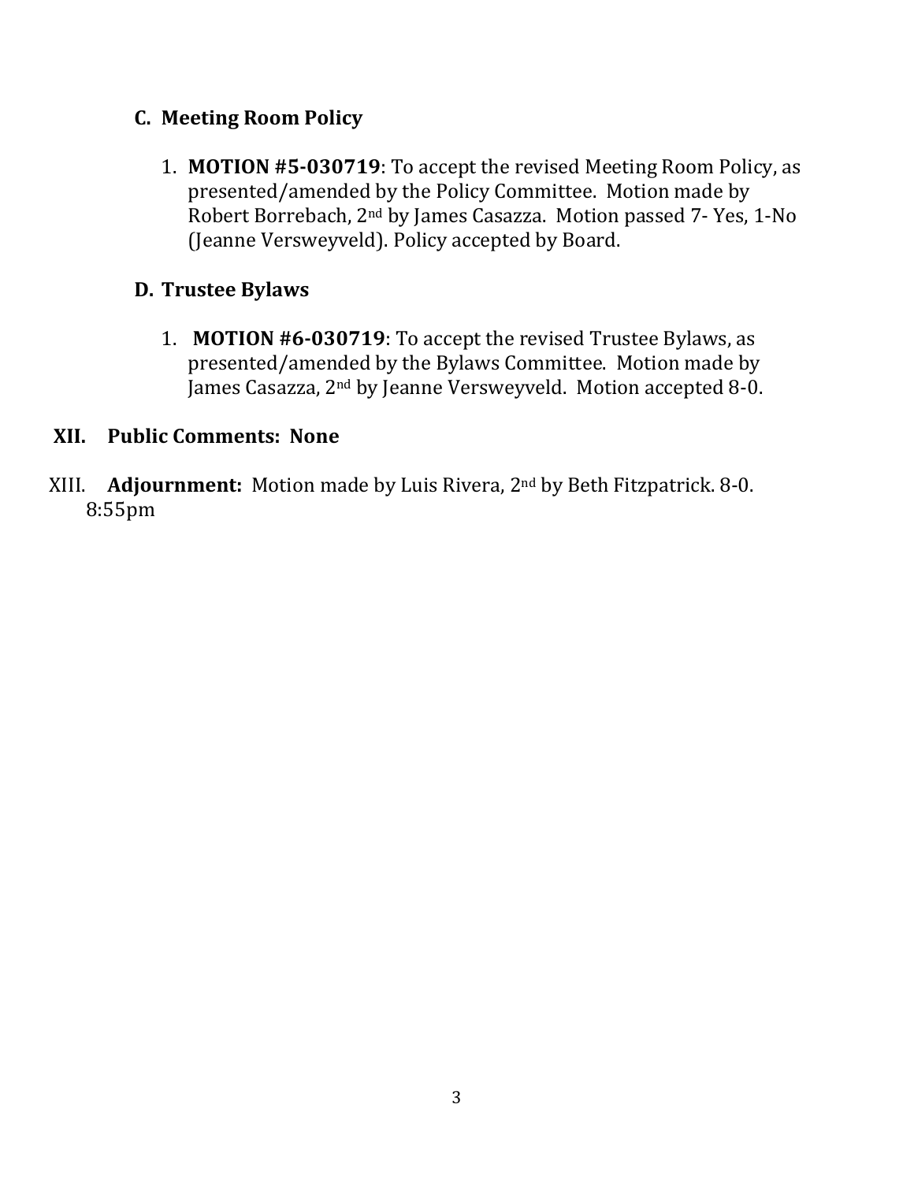### C. Meeting Room Policy

1. **MOTION #5-030719**: To accept the revised Meeting Room Policy, as presented/amended by the Policy Committee. Motion made by Robert Borrebach, 2nd by James Casazza. Motion passed 7- Yes, 1-No (Jeanne Versweyveld). Policy accepted by Board.

### D. Trustee Bylaws

1. **MOTION #6-030719**: To accept the revised Trustee Bylaws, as presented/amended by the Bylaws Committee. Motion made by James Casazza, 2nd by Jeanne Versweyveld. Motion accepted 8-0.

## XII. Public Comments: None

XIII. **Adjournment:** Motion made by Luis Rivera, 2nd by Beth Fitzpatrick. 8-0. 8:55pm